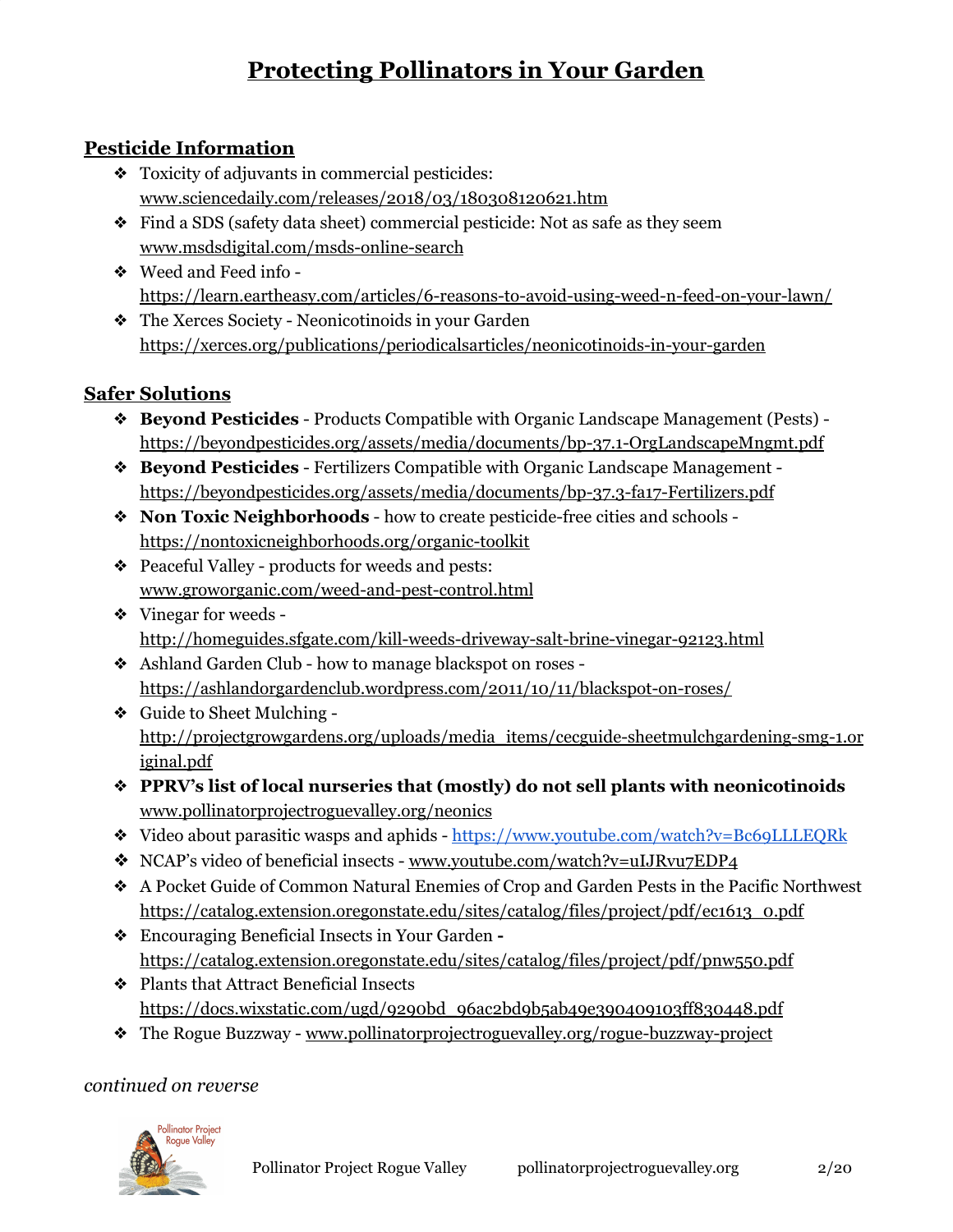# Protecting Pollinators in Your Garden

## Pesticide Information

- Toxicity of adjuvants in commercial pesticides: www.sciencedaily.com/releases/2018/03/180308120621.htm
- Find a SDS (safety data sheet) commercial pesticide: Not as safe as they seem www.msdsdigital.com/msds-online-search
- Weed and Feed info - https://learn.eartheasy.com/articles/6-reasons-to-avoid-using-weed-n-feed-on-your-lawn/
- The Xerces Society - Neonicotinoids in your Garden https://xerces.org/publications/periodicalsarticles/neonicotinoids-in-your-garden

## Safer Solutions

- **Beyond Pesticides** - Products Compatible with Organic Landscape Management (Pests) - https://beyondpesticides.org/assets/media/documents/bp-37.1-OrgLandscapeMngmt.pdf
- **Beyond Pesticides** - Fertilizers Compatible with Organic Landscape Management - https://beyondpesticides.org/assets/media/documents/bp-37.3-fa17-Fertilizers.pdf
- **Non Toxic Neighborhoods** - how to create pesticide-free cities and schools - https://nontoxicneighborhoods.org/organic-toolkit
- Peaceful Valley - products for weeds and pests: www.groworganic.com/weed-and-pest-control.html
- Vinegar for weeds - http://homeguides.sfgate.com/kill-weeds-driveway-salt-brine-vinegar-92123.html
- Ashland Garden Club - how to manage blackspot on roses - https://ashlandorgardenclub.wordpress.com/2011/10/11/blackspot-on-roses/
- Guide to Sheet Mulching - http://projectgrowgardens.org/uploads/media_items/cecguide-sheetmulchgardening-smg-1.original.pdf
- **PPRV's list of local nurseries that (mostly) do not sell plants with neonicotinoids** www.pollinatorprojectroguevalley.org/neonics
- Video about parasitic wasps and aphids - https://www.youtube.com/watch?v=Bc69LLLEQRk
- NCAP's video of beneficial insects - www.youtube.com/watch?v=uIJRvu7EDP4
- A Pocket Guide of Common Natural Enemies of Crop and Garden Pests in the Pacific Northwest https://catalog.extension.oregonstate.edu/sites/catalog/files/project/pdf/ec1613_0.pdf
- Encouraging Beneficial Insects in Your Garden **-** https://catalog.extension.oregonstate.edu/sites/catalog/files/project/pdf/pnw550.pdf
- Plants that Attract Beneficial Insects https://docs.wixstatic.com/ugd/9290bd_96ac2bd9b5ab49e390409103ff830448.pdf
- The Rogue Buzzway - www.pollinatorprojectroguevalley.org/rogue-buzzway-project

*continued on reverse*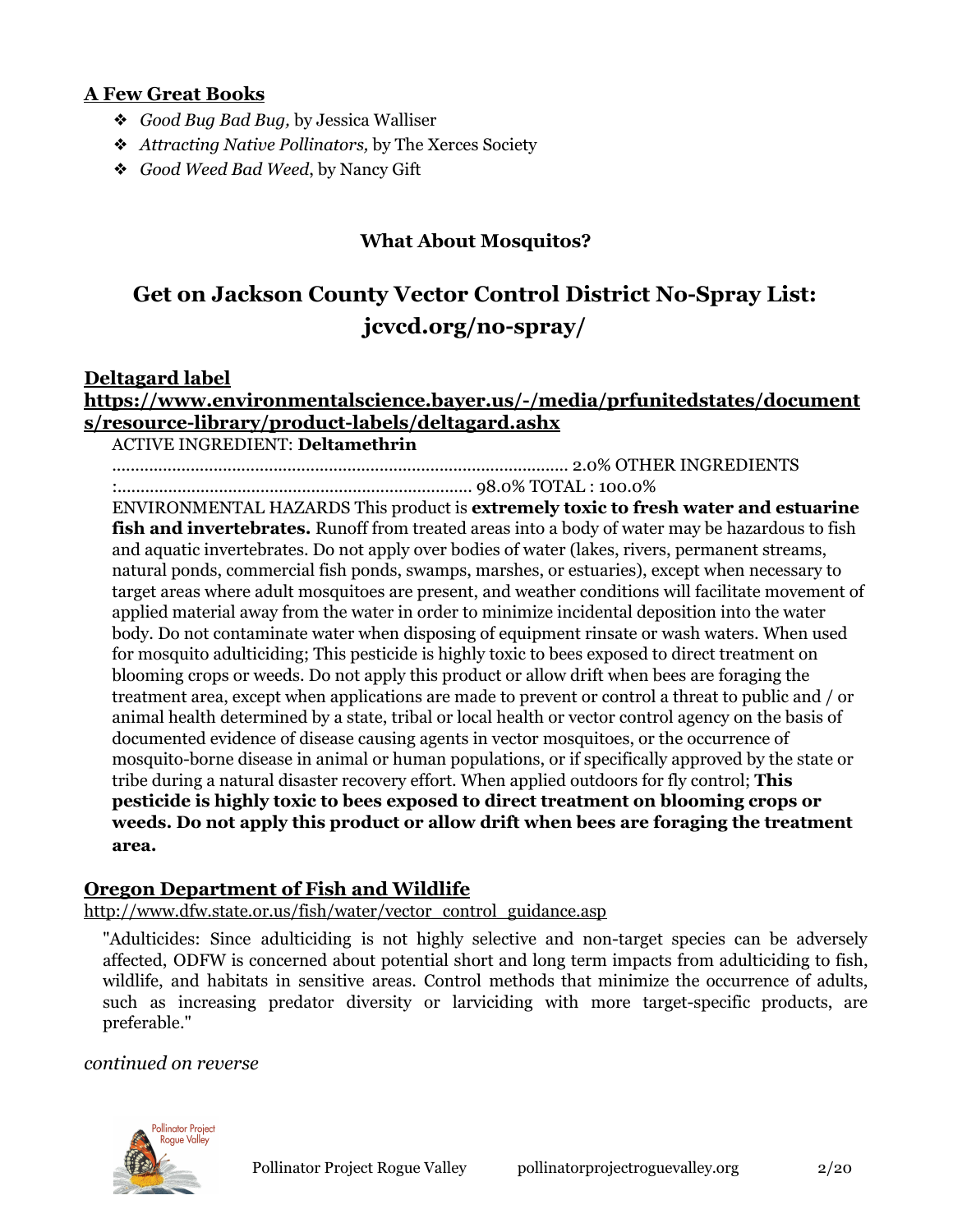**A Few Great Books**

- *Good Bug Bad Bug,* by Jessica Walliser
- *Attracting Native Pollinators,* by The Xerces Society
- *Good Weed Bad Weed,* by Nancy Gift

**What About Mosquitos?**

## Get on Jackson County Vector Control District No-Spray List: jcvcd.org/no-spray/

**Deltagard label**
**https://www.environmentalscience.bayer.us/-/media/prfunitedstates/documents/resource-library/product-labels/deltagard.ashx**

ACTIVE INGREDIENT: **Deltamethrin** ........................................................................................................ 2.0% OTHER INGREDIENTS :.............................................................................. 98.0% TOTAL : 100.0%

ENVIRONMENTAL HAZARDS This product is **extremely toxic to fresh water and estuarine fish and invertebrates.** Runoff from treated areas into a body of water may be hazardous to fish and aquatic invertebrates. Do not apply over bodies of water (lakes, rivers, permanent streams, natural ponds, commercial fish ponds, swamps, marshes, or estuaries), except when necessary to target areas where adult mosquitoes are present, and weather conditions will facilitate movement of applied material away from the water in order to minimize incidental deposition into the water body. Do not contaminate water when disposing of equipment rinsate or wash waters. When used for mosquito adulticiding; This pesticide is highly toxic to bees exposed to direct treatment on blooming crops or weeds. Do not apply this product or allow drift when bees are foraging the treatment area, except when applications are made to prevent or control a threat to public and / or animal health determined by a state, tribal or local health or vector control agency on the basis of documented evidence of disease causing agents in vector mosquitoes, or the occurrence of mosquito-borne disease in animal or human populations, or if specifically approved by the state or tribe during a natural disaster recovery effort. When applied outdoors for fly control; **This pesticide is highly toxic to bees exposed to direct treatment on blooming crops or weeds. Do not apply this product or allow drift when bees are foraging the treatment area.**

**Oregon Department of Fish and Wildlife**

http://www.dfw.state.or.us/fish/water/vector_control_guidance.asp

"Adulticides: Since adulticiding is not highly selective and non-target species can be adversely affected, ODFW is concerned about potential short and long term impacts from adulticiding to fish, wildlife, and habitats in sensitive areas. Control methods that minimize the occurrence of adults, such as increasing predator diversity or larviciding with more target-specific products, are preferable."

*continued on reverse*